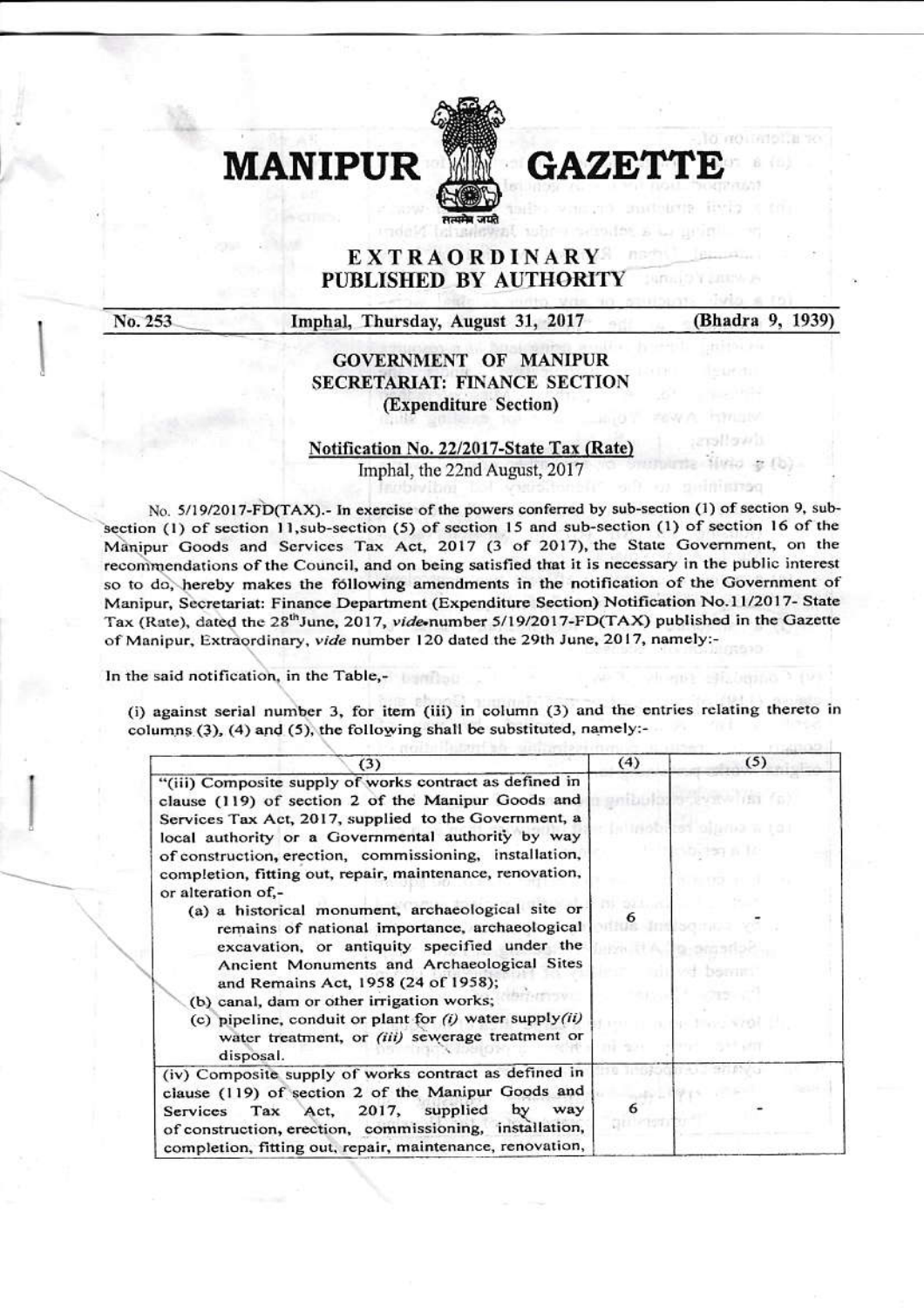# MANIPUR GAZETTE

## EXTRAORDINARY
### PUBLISHED BY AUTHORITY

No. 253 — Imphal, Thursday, August 31, 2017 — (Bhadra 9, 1939)

## GOVERNMENT OF MANIPUR
## SECRETARIAT: FINANCE SECTION
### (Expenditure Section)

**Notification No. 22/2017-State Tax (Rate)**

Imphal, the 22nd August, 2017

No. 5/19/2017-FD(TAX).- In exercise of the powers conferred by sub-section (1) of section 9, sub-section (1) of section 11,sub-section (5) of section 15 and sub-section (1) of section 16 of the Manipur Goods and Services Tax Act, 2017 (3 of 2017), the State Government, on the recommendations of the Council, and on being satisfied that it is necessary in the public interest so to do, hereby makes the following amendments in the notification of the Government of Manipur, Secretariat: Finance Department (Expenditure Section) Notification No.11/2017- State Tax (Rate), dated the 28th June, 2017, *vide* number 5/19/2017-FD(TAX) published in the Gazette of Manipur, Extraordinary, *vide* number 120 dated the 29th June, 2017, namely:-

In the said notification, in the Table,-

(i) against serial number 3, for item (iii) in column (3) and the entries relating thereto in columns (3), (4) and (5), the following shall be substituted, namely:-

| (3) | (4) | (5) |
|---|---|---|
| "(iii) Composite supply of works contract as defined in clause (119) of section 2 of the Manipur Goods and Services Tax Act, 2017, supplied to the Government, a local authority or a Governmental authority by way of construction, erection, commissioning, installation, completion, fitting out, repair, maintenance, renovation, or alteration of,-<br>(a) a historical monument, archaeological site or remains of national importance, archaeological excavation, or antiquity specified under the Ancient Monuments and Archaeological Sites and Remains Act, 1958 (24 of 1958);<br>(b) canal, dam or other irrigation works;<br>(c) pipeline, conduit or plant for *(i)* water supply *(ii)* water treatment, or *(iii)* sewerage treatment or disposal. | 6 | - |
| (iv) Composite supply of works contract as defined in clause (119) of section 2 of the Manipur Goods and Services Tax Act, 2017, supplied by way of construction, erection, commissioning, installation, completion, fitting out, repair, maintenance, renovation, | 6 | - |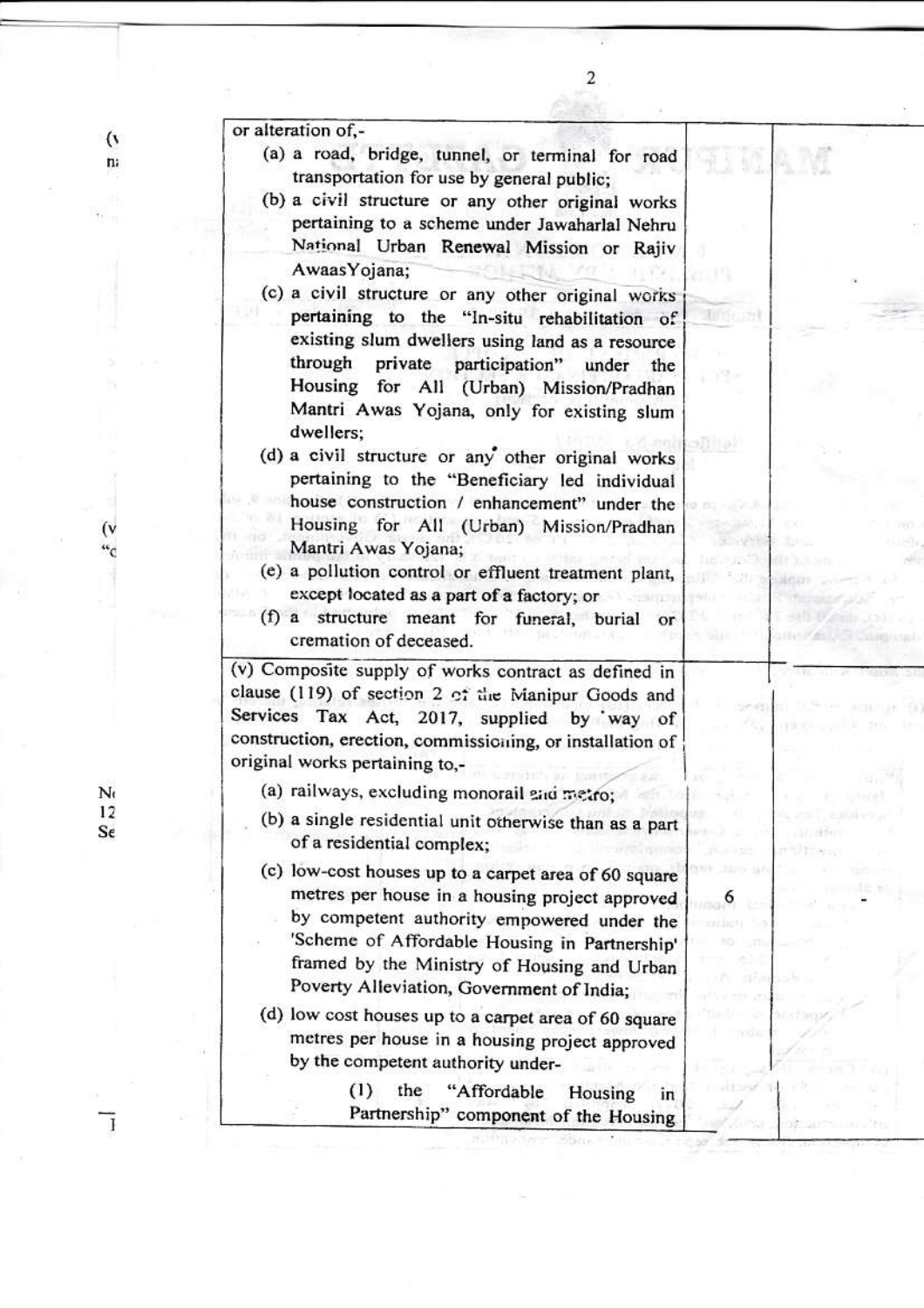| | | |
|---|---|---|
| or alteration of,-<br>(a) a road, bridge, tunnel, or terminal for road transportation for use by general public;<br>(b) a civil structure or any other original works pertaining to a scheme under Jawaharlal Nehru National Urban Renewal Mission or Rajiv AwaasYojana;<br>(c) a civil structure or any other original works pertaining to the "In-situ rehabilitation of existing slum dwellers using land as a resource through private participation" under the Housing for All (Urban) Mission/Pradhan Mantri Awas Yojana, only for existing slum dwellers;<br>(d) a civil structure or any other original works pertaining to the "Beneficiary led individual house construction / enhancement" under the Housing for All (Urban) Mission/Pradhan Mantri Awas Yojana;<br>(e) a pollution control or effluent treatment plant, except located as a part of a factory; or<br>(f) a structure meant for funeral, burial or cremation of deceased. | | |
| (v) Composite supply of works contract as defined in clause (119) of section 2 of the Manipur Goods and Services Tax Act, 2017, supplied by way of construction, erection, commissioning, or installation of original works pertaining to,-<br>(a) railways, excluding monorail and metro;<br>(b) a single residential unit otherwise than as a part of a residential complex;<br>(c) low-cost houses up to a carpet area of 60 square metres per house in a housing project approved by competent authority empowered under the 'Scheme of Affordable Housing in Partnership' framed by the Ministry of Housing and Urban Poverty Alleviation, Government of India;<br>(d) low cost houses up to a carpet area of 60 square metres per house in a housing project approved by the competent authority under-<br>(1) the "Affordable Housing in Partnership" component of the Housing | 6 | - |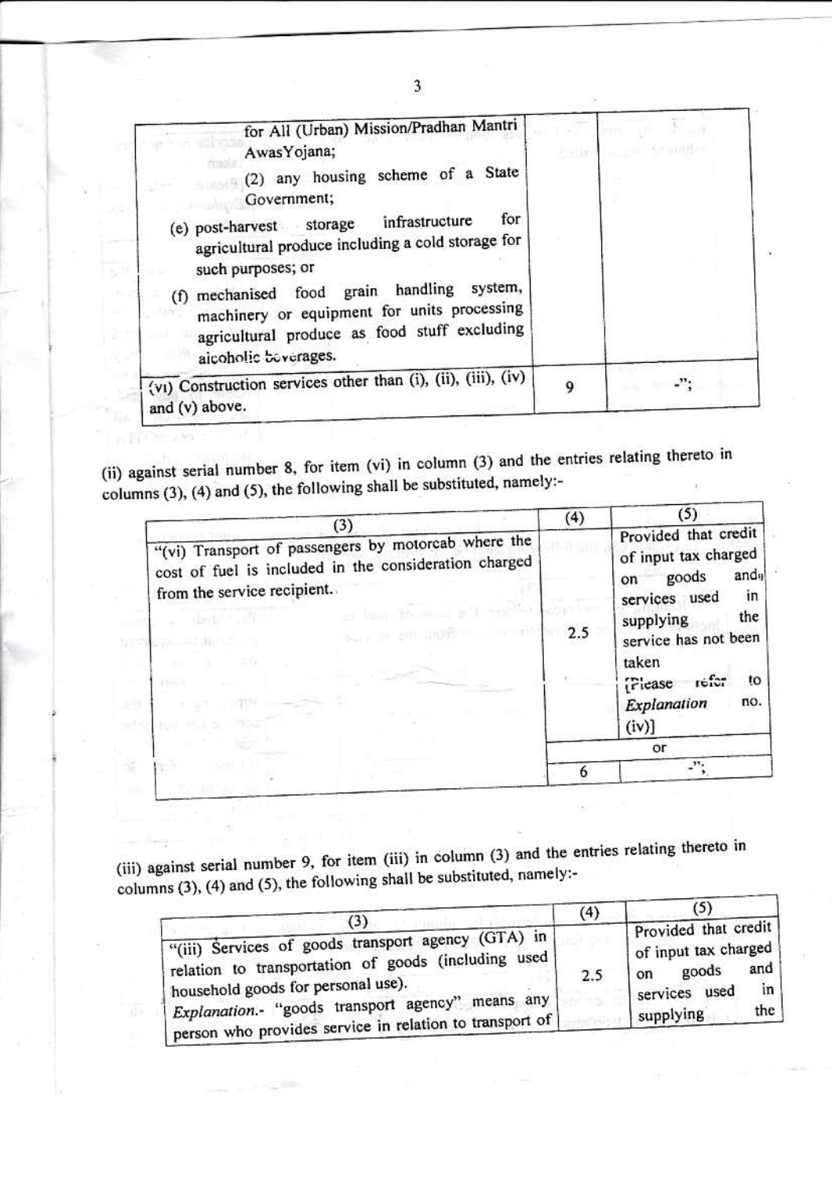| | | |
|---|---|---|
| for All (Urban) Mission/Pradhan Mantri AwasYojana;<br>(2) any housing scheme of a State Government;<br>(e) post-harvest storage infrastructure for agricultural produce including a cold storage for such purposes; or<br>(f) mechanised food grain handling system, machinery or equipment for units processing agricultural produce as food stuff excluding alcoholic beverages. | | |
| (vi) Construction services other than (i), (ii), (iii), (iv) and (v) above. | 9 | -"; |

(ii) against serial number 8, for item (vi) in column (3) and the entries relating thereto in columns (3), (4) and (5), the following shall be substituted, namely:-

| (3) | (4) | (5) |
|---|---|---|
| "(vi) Transport of passengers by motorcab where the cost of fuel is included in the consideration charged from the service recipient. | 2.5 | Provided that credit of input tax charged on goods and services used in supplying the service has not been taken<br>[Please refer to *Explanation* no. (iv)] |
| | | or |
| | 6 | -"; |

(iii) against serial number 9, for item (iii) in column (3) and the entries relating thereto in columns (3), (4) and (5), the following shall be substituted, namely:-

| (3) | (4) | (5) |
|---|---|---|
| "(iii) Services of goods transport agency (GTA) in relation to transportation of goods (including used household goods for personal use).<br>*Explanation*.- "goods transport agency" means any person who provides service in relation to transport of | 2.5 | Provided that credit of input tax charged on goods and services used in supplying the |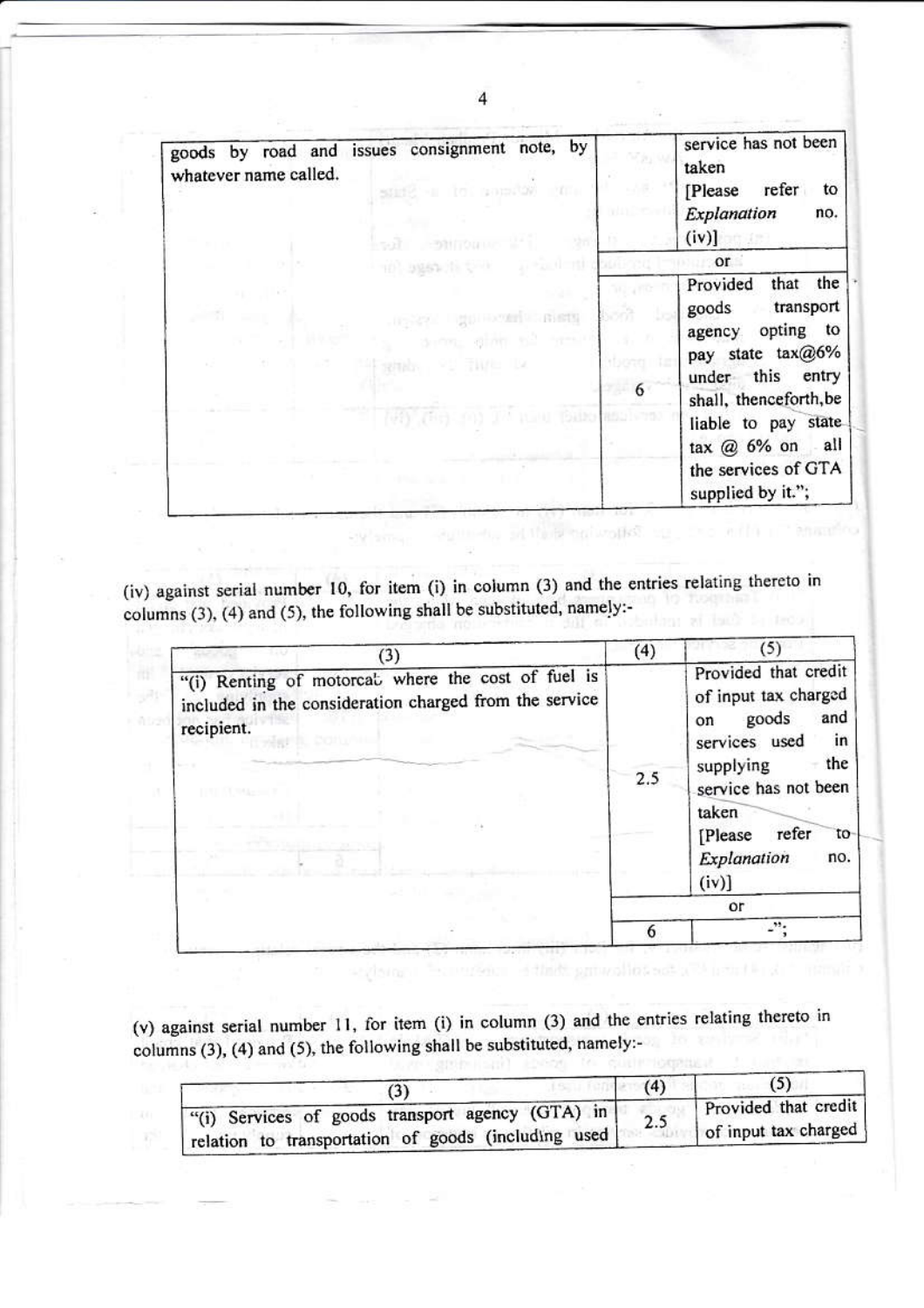| | | |
|---|---|---|
| goods by road and issues consignment note, by whatever name called. | | service has not been taken [Please refer to *Explanation* no. (iv)] |
| | | or |
| | 6 | Provided that the goods transport agency opting to pay state tax@6% under this entry shall, thenceforth, be liable to pay state tax @ 6% on all the services of GTA supplied by it."; |

(iv) against serial number 10, for item (i) in column (3) and the entries relating thereto in columns (3), (4) and (5), the following shall be substituted, namely:-

| (3) | (4) | (5) |
|---|---|---|
| "(i) Renting of motorcab where the cost of fuel is included in the consideration charged from the service recipient. | 2.5 | Provided that credit of input tax charged on goods and services used in supplying the service has not been taken [Please refer to *Explanation* no. (iv)] |
| | | or |
| | 6 | -"; |

(v) against serial number 11, for item (i) in column (3) and the entries relating thereto in columns (3), (4) and (5), the following shall be substituted, namely:-

| (3) | (4) | (5) |
|---|---|---|
| "(i) Services of goods transport agency (GTA) in relation to transportation of goods (including used | 2.5 | Provided that credit of input tax charged |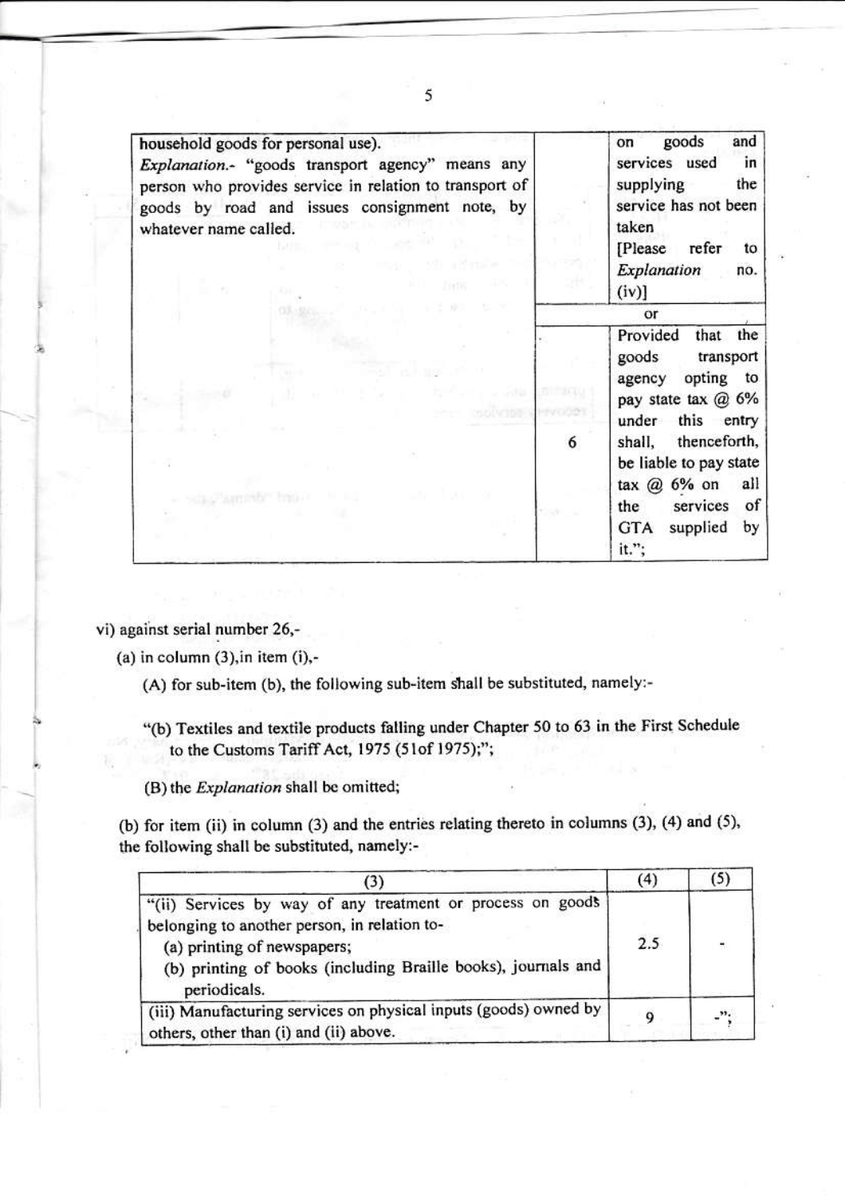| | | |
|---|---|---|
| household goods for personal use).<br>*Explanation*.- "goods transport agency" means any person who provides service in relation to transport of goods by road and issues consignment note, by whatever name called. | | on goods and services used in supplying the service has not been taken<br>[Please refer to *Explanation* no. (iv)] |
| | | or |
| | 6 | Provided that the goods transport agency opting to pay state tax @ 6% under this entry shall, thenceforth, be liable to pay state tax @ 6% on all the services of GTA supplied by it."; |

vi) against serial number 26,-

(a) in column (3),in item (i),-

(A) for sub-item (b), the following sub-item shall be substituted, namely:-

"(b) Textiles and textile products falling under Chapter 50 to 63 in the First Schedule to the Customs Tariff Act, 1975 (51of 1975);";

(B) the *Explanation* shall be omitted;

(b) for item (ii) in column (3) and the entries relating thereto in columns (3), (4) and (5), the following shall be substituted, namely:-

| (3) | (4) | (5) |
|---|---|---|
| "(ii) Services by way of any treatment or process on goods belonging to another person, in relation to-<br>(a) printing of newspapers;<br>(b) printing of books (including Braille books), journals and periodicals. | 2.5 | - |
| (iii) Manufacturing services on physical inputs (goods) owned by others, other than (i) and (ii) above. | 9 | -"; |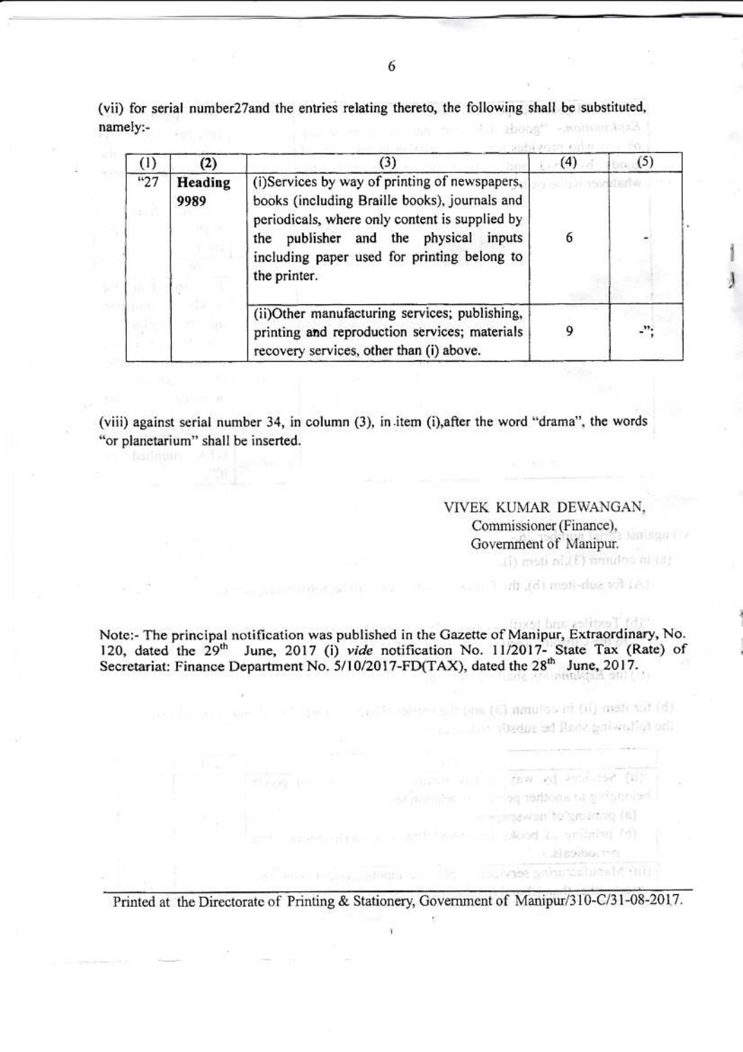(vii) for serial number27and the entries relating thereto, the following shall be substituted, namely:-

| (1) | (2) | (3) | (4) | (5) |
|---|---|---|---|---|
| "27 | Heading 9989 | (i)Services by way of printing of newspapers, books (including Braille books), journals and periodicals, where only content is supplied by the publisher and the physical inputs including paper used for printing belong to the printer. | 6 | - |
| | | (ii)Other manufacturing services; publishing, printing and reproduction services; materials recovery services, other than (i) above. | 9 | -"; |

(viii) against serial number 34, in column (3), in item (i),after the word "drama", the words "or planetarium" shall be inserted.

VIVEK KUMAR DEWANGAN,
Commissioner (Finance),
Government of Manipur.

Note:- The principal notification was published in the Gazette of Manipur, Extraordinary, No. 120, dated the 29th June, 2017 (i) *vide* notification No. 11/2017- State Tax (Rate) of Secretariat: Finance Department No. 5/10/2017-FD(TAX), dated the 28th June, 2017.

Printed at the Directorate of Printing & Stationery, Government of Manipur/310-C/31-08-2017.